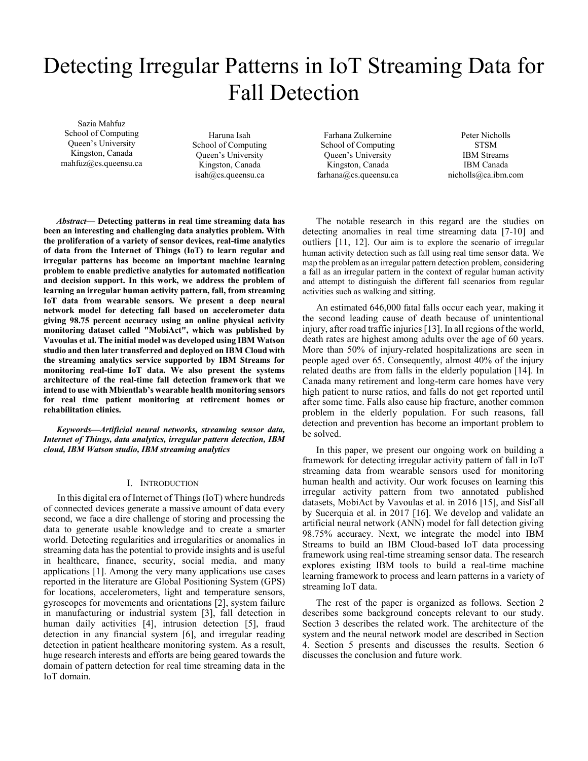# Detecting Irregular Patterns in IoT Streaming Data for Fall Detection

Sazia Mahfuz
School of Computing
Queen's University
Kingston, Canada
mahfuz@cs.queensu.ca

Haruna Isah
School of Computing
Queen's University
Kingston, Canada
isah@cs.queensu.ca

Farhana Zulkernine
School of Computing
Queen's University
Kingston, Canada
farhana@cs.queensu.ca

Peter Nicholls
STSM
IBM Streams
IBM Canada
nicholls@ca.ibm.com

***Abstract*— Detecting patterns in real time streaming data has been an interesting and challenging data analytics problem. With the proliferation of a variety of sensor devices, real-time analytics of data from the Internet of Things (IoT) to learn regular and irregular patterns has become an important machine learning problem to enable predictive analytics for automated notification and decision support. In this work, we address the problem of learning an irregular human activity pattern, fall, from streaming IoT data from wearable sensors. We present a deep neural network model for detecting fall based on accelerometer data giving 98.75 percent accuracy using an online physical activity monitoring dataset called "MobiAct", which was published by Vavoulas et al. The initial model was developed using IBM Watson studio and then later transferred and deployed on IBM Cloud with the streaming analytics service supported by IBM Streams for monitoring real-time IoT data. We also present the systems architecture of the real-time fall detection framework that we intend to use with Mbientlab's wearable health monitoring sensors for real time patient monitoring at retirement homes or rehabilitation clinics.**

***Keywords—Artificial neural networks, streaming sensor data, Internet of Things, data analytics, irregular pattern detection, IBM cloud, IBM Watson studio, IBM streaming analytics***

## I. Introduction

In this digital era of Internet of Things (IoT) where hundreds of connected devices generate a massive amount of data every second, we face a dire challenge of storing and processing the data to generate usable knowledge and to create a smarter world. Detecting regularities and irregularities or anomalies in streaming data has the potential to provide insights and is useful in healthcare, finance, security, social media, and many applications [1]. Among the very many applications use cases reported in the literature are Global Positioning System (GPS) for locations, accelerometers, light and temperature sensors, gyroscopes for movements and orientations [2], system failure in manufacturing or industrial system [3], fall detection in human daily activities [4], intrusion detection [5], fraud detection in any financial system [6], and irregular reading detection in patient healthcare monitoring system. As a result, huge research interests and efforts are being geared towards the domain of pattern detection for real time streaming data in the IoT domain.

The notable research in this regard are the studies on detecting anomalies in real time streaming data [7-10] and outliers [11, 12]. Our aim is to explore the scenario of irregular human activity detection such as fall using real time sensor data. We map the problem as an irregular pattern detection problem, considering a fall as an irregular pattern in the context of regular human activity and attempt to distinguish the different fall scenarios from regular activities such as walking and sitting.

An estimated 646,000 fatal falls occur each year, making it the second leading cause of death because of unintentional injury, after road traffic injuries [13]. In all regions of the world, death rates are highest among adults over the age of 60 years. More than 50% of injury-related hospitalizations are seen in people aged over 65. Consequently, almost 40% of the injury related deaths are from falls in the elderly population [14]. In Canada many retirement and long-term care homes have very high patient to nurse ratios, and falls do not get reported until after some time. Falls also cause hip fracture, another common problem in the elderly population. For such reasons, fall detection and prevention has become an important problem to be solved.

In this paper, we present our ongoing work on building a framework for detecting irregular activity pattern of fall in IoT streaming data from wearable sensors used for monitoring human health and activity. Our work focuses on learning this irregular activity pattern from two annotated published datasets, MobiAct by Vavoulas et al. in 2016 [15], and SisFall by Sucerquia et al. in 2017 [16]. We develop and validate an artificial neural network (ANN) model for fall detection giving 98.75% accuracy. Next, we integrate the model into IBM Streams to build an IBM Cloud-based IoT data processing framework using real-time streaming sensor data. The research explores existing IBM tools to build a real-time machine learning framework to process and learn patterns in a variety of streaming IoT data.

The rest of the paper is organized as follows. Section 2 describes some background concepts relevant to our study. Section 3 describes the related work. The architecture of the system and the neural network model are described in Section 4. Section 5 presents and discusses the results. Section 6 discusses the conclusion and future work.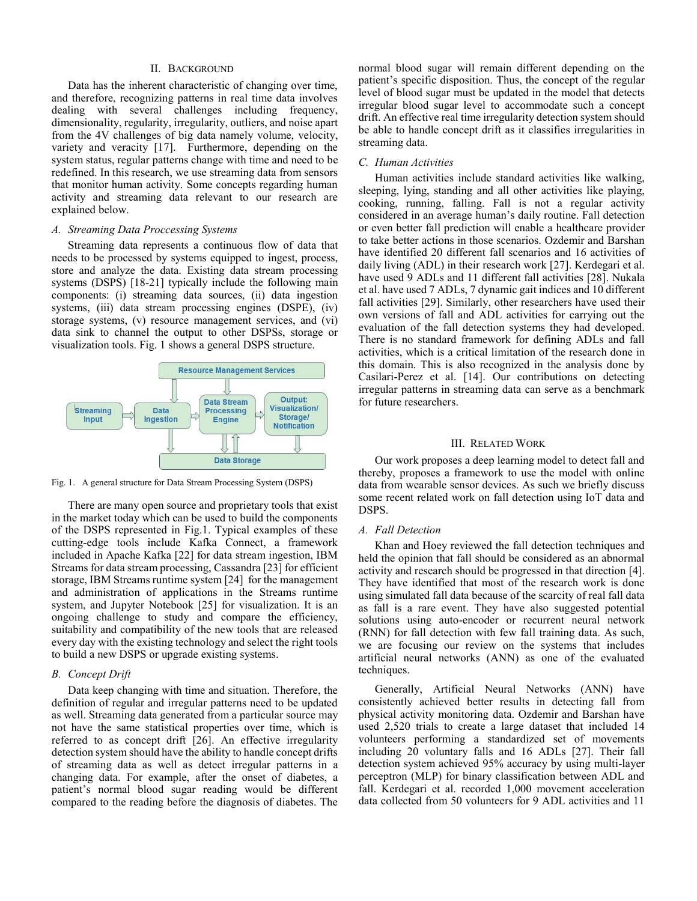## II. BACKGROUND

Data has the inherent characteristic of changing over time, and therefore, recognizing patterns in real time data involves dealing with several challenges including frequency, dimensionality, regularity, irregularity, outliers, and noise apart from the 4V challenges of big data namely volume, velocity, variety and veracity [17]. Furthermore, depending on the system status, regular patterns change with time and need to be redefined. In this research, we use streaming data from sensors that monitor human activity. Some concepts regarding human activity and streaming data relevant to our research are explained below.

### A. Streaming Data Proccessing Systems

Streaming data represents a continuous flow of data that needs to be processed by systems equipped to ingest, process, store and analyze the data. Existing data stream processing systems (DSPS) [18-21] typically include the following main components: (i) streaming data sources, (ii) data ingestion systems, (iii) data stream processing engines (DSPE), (iv) storage systems, (v) resource management services, and (vi) data sink to channel the output to other DSPSs, storage or visualization tools. Fig. 1 shows a general DSPS structure.

Resource Management Services

Streaming Input → Data Ingestion → Data Stream Processing Engine → Output: Visualization/ Storage/ Notification

Data Storage

Fig. 1. A general structure for Data Stream Processing System (DSPS)

There are many open source and proprietary tools that exist in the market today which can be used to build the components of the DSPS represented in Fig.1. Typical examples of these cutting-edge tools include Kafka Connect, a framework included in Apache Kafka [22] for data stream ingestion, IBM Streams for data stream processing, Cassandra [23] for efficient storage, IBM Streams runtime system [24] for the management and administration of applications in the Streams runtime system, and Jupyter Notebook [25] for visualization. It is an ongoing challenge to study and compare the efficiency, suitability and compatibility of the new tools that are released every day with the existing technology and select the right tools to build a new DSPS or upgrade existing systems.

### B. Concept Drift

Data keep changing with time and situation. Therefore, the definition of regular and irregular patterns need to be updated as well. Streaming data generated from a particular source may not have the same statistical properties over time, which is referred to as concept drift [26]. An effective irregularity detection system should have the ability to handle concept drifts of streaming data as well as detect irregular patterns in a changing data. For example, after the onset of diabetes, a patient's normal blood sugar reading would be different compared to the reading before the diagnosis of diabetes. The normal blood sugar will remain different depending on the patient's specific disposition. Thus, the concept of the regular level of blood sugar must be updated in the model that detects irregular blood sugar level to accommodate such a concept drift. An effective real time irregularity detection system should be able to handle concept drift as it classifies irregularities in streaming data.

### C. Human Activities

Human activities include standard activities like walking, sleeping, lying, standing and all other activities like playing, cooking, running, falling. Fall is not a regular activity considered in an average human's daily routine. Fall detection or even better fall prediction will enable a healthcare provider to take better actions in those scenarios. Ozdemir and Barshan have identified 20 different fall scenarios and 16 activities of daily living (ADL) in their research work [27]. Kerdegari et al. have used 9 ADLs and 11 different fall activities [28]. Nukala et al. have used 7 ADLs, 7 dynamic gait indices and 10 different fall activities [29]. Similarly, other researchers have used their own versions of fall and ADL activities for carrying out the evaluation of the fall detection systems they had developed. There is no standard framework for defining ADLs and fall activities, which is a critical limitation of the research done in this domain. This is also recognized in the analysis done by Casilari-Perez et al. [14]. Our contributions on detecting irregular patterns in streaming data can serve as a benchmark for future researchers.

## III. RELATED WORK

Our work proposes a deep learning model to detect fall and thereby, proposes a framework to use the model with online data from wearable sensor devices. As such we briefly discuss some recent related work on fall detection using IoT data and DSPS.

### A. Fall Detection

Khan and Hoey reviewed the fall detection techniques and held the opinion that fall should be considered as an abnormal activity and research should be progressed in that direction [4]. They have identified that most of the research work is done using simulated fall data because of the scarcity of real fall data as fall is a rare event. They have also suggested potential solutions using auto-encoder or recurrent neural network (RNN) for fall detection with few fall training data. As such, we are focusing our review on the systems that includes artificial neural networks (ANN) as one of the evaluated techniques.

Generally, Artificial Neural Networks (ANN) have consistently achieved better results in detecting fall from physical activity monitoring data. Ozdemir and Barshan have used 2,520 trials to create a large dataset that included 14 volunteers performing a standardized set of movements including 20 voluntary falls and 16 ADLs [27]. Their fall detection system achieved 95% accuracy by using multi-layer perceptron (MLP) for binary classification between ADL and fall. Kerdegari et al. recorded 1,000 movement acceleration data collected from 50 volunteers for 9 ADL activities and 11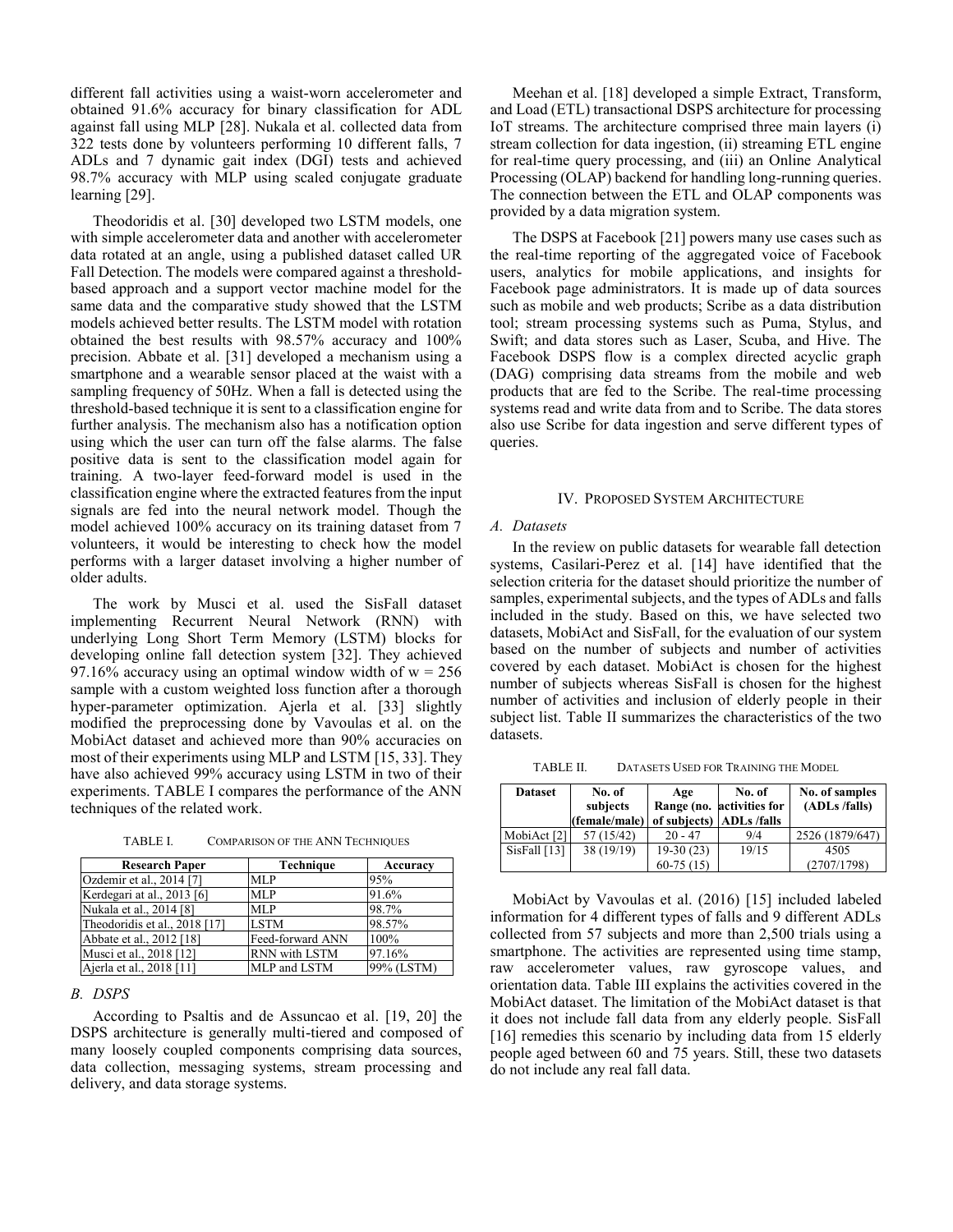different fall activities using a waist-worn accelerometer and obtained 91.6% accuracy for binary classification for ADL against fall using MLP [28]. Nukala et al. collected data from 322 tests done by volunteers performing 10 different falls, 7 ADLs and 7 dynamic gait index (DGI) tests and achieved 98.7% accuracy with MLP using scaled conjugate graduate learning [29].

Theodoridis et al. [30] developed two LSTM models, one with simple accelerometer data and another with accelerometer data rotated at an angle, using a published dataset called UR Fall Detection. The models were compared against a threshold-based approach and a support vector machine model for the same data and the comparative study showed that the LSTM models achieved better results. The LSTM model with rotation obtained the best results with 98.57% accuracy and 100% precision. Abbate et al. [31] developed a mechanism using a smartphone and a wearable sensor placed at the waist with a sampling frequency of 50Hz. When a fall is detected using the threshold-based technique it is sent to a classification engine for further analysis. The mechanism also has a notification option using which the user can turn off the false alarms. The false positive data is sent to the classification model again for training. A two-layer feed-forward model is used in the classification engine where the extracted features from the input signals are fed into the neural network model. Though the model achieved 100% accuracy on its training dataset from 7 volunteers, it would be interesting to check how the model performs with a larger dataset involving a higher number of older adults.

The work by Musci et al. used the SisFall dataset implementing Recurrent Neural Network (RNN) with underlying Long Short Term Memory (LSTM) blocks for developing online fall detection system [32]. They achieved 97.16% accuracy using an optimal window width of w = 256 sample with a custom weighted loss function after a thorough hyper-parameter optimization. Ajerla et al. [33] slightly modified the preprocessing done by Vavoulas et al. on the MobiAct dataset and achieved more than 90% accuracies on most of their experiments using MLP and LSTM [15, 33]. They have also achieved 99% accuracy using LSTM in two of their experiments. TABLE I compares the performance of the ANN techniques of the related work.

TABLE I. COMPARISON OF THE ANN TECHNIQUES

| Research Paper | Technique | Accuracy |
|---|---|---|
| Ozdemir et al., 2014 [7] | MLP | 95% |
| Kerdegari at al., 2013 [6] | MLP | 91.6% |
| Nukala et al., 2014 [8] | MLP | 98.7% |
| Theodoridis et al., 2018 [17] | LSTM | 98.57% |
| Abbate et al., 2012 [18] | Feed-forward ANN | 100% |
| Musci et al., 2018 [12] | RNN with LSTM | 97.16% |
| Ajerla et al., 2018 [11] | MLP and LSTM | 99% (LSTM) |

### B. DSPS

According to Psaltis and de Assuncao et al. [19, 20] the DSPS architecture is generally multi-tiered and composed of many loosely coupled components comprising data sources, data collection, messaging systems, stream processing and delivery, and data storage systems.

Meehan et al. [18] developed a simple Extract, Transform, and Load (ETL) transactional DSPS architecture for processing IoT streams. The architecture comprised three main layers (i) stream collection for data ingestion, (ii) streaming ETL engine for real-time query processing, and (iii) an Online Analytical Processing (OLAP) backend for handling long-running queries. The connection between the ETL and OLAP components was provided by a data migration system.

The DSPS at Facebook [21] powers many use cases such as the real-time reporting of the aggregated voice of Facebook users, analytics for mobile applications, and insights for Facebook page administrators. It is made up of data sources such as mobile and web products; Scribe as a data distribution tool; stream processing systems such as Puma, Stylus, and Swift; and data stores such as Laser, Scuba, and Hive. The Facebook DSPS flow is a complex directed acyclic graph (DAG) comprising data streams from the mobile and web products that are fed to the Scribe. The real-time processing systems read and write data from and to Scribe. The data stores also use Scribe for data ingestion and serve different types of queries.

## IV. PROPOSED SYSTEM ARCHITECTURE

### A. Datasets

In the review on public datasets for wearable fall detection systems, Casilari-Perez et al. [14] have identified that the selection criteria for the dataset should prioritize the number of samples, experimental subjects, and the types of ADLs and falls included in the study. Based on this, we have selected two datasets, MobiAct and SisFall, for the evaluation of our system based on the number of subjects and number of activities covered by each dataset. MobiAct is chosen for the highest number of subjects whereas SisFall is chosen for the highest number of activities and inclusion of elderly people in their subject list. Table II summarizes the characteristics of the two datasets.

TABLE II. DATASETS USED FOR TRAINING THE MODEL

| Dataset | No. of subjects (female/male) | Age Range (no. of subjects) | No. of activities for ADLs /falls | No. of samples (ADLs /falls) |
|---|---|---|---|---|
| MobiAct [2] | 57 (15/42) | 20 - 47 | 9/4 | 2526 (1879/647) |
| SisFall [13] | 38 (19/19) | 19-30 (23)<br>60-75 (15) | 19/15 | 4505<br>(2707/1798) |

MobiAct by Vavoulas et al. (2016) [15] included labeled information for 4 different types of falls and 9 different ADLs collected from 57 subjects and more than 2,500 trials using a smartphone. The activities are represented using time stamp, raw accelerometer values, raw gyroscope values, and orientation data. Table III explains the activities covered in the MobiAct dataset. The limitation of the MobiAct dataset is that it does not include fall data from any elderly people. SisFall [16] remedies this scenario by including data from 15 elderly people aged between 60 and 75 years. Still, these two datasets do not include any real fall data.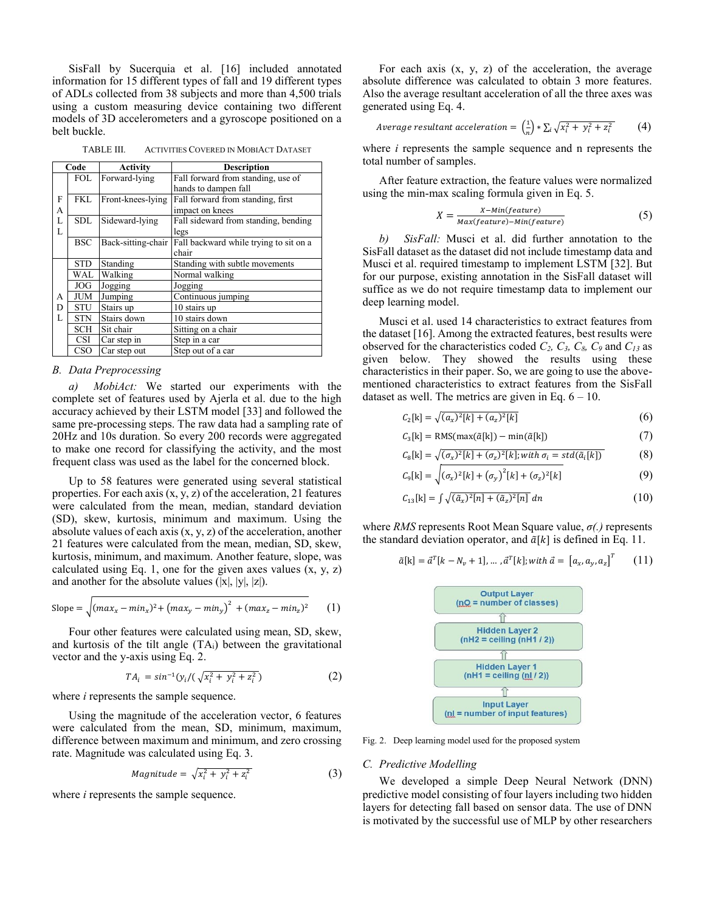SisFall by Sucerquia et al. [16] included annotated information for 15 different types of fall and 19 different types of ADLs collected from 38 subjects and more than 4,500 trials using a custom measuring device containing two different models of 3D accelerometers and a gyroscope positioned on a belt buckle.

TABLE III. ACTIVITIES COVERED IN MOBIACT DATASET

| Code | | Activity | Description |
|---|---|---|---|
| FALL | FOL | Forward-lying | Fall forward from standing, use of hands to dampen fall |
| | FKL | Front-knees-lying | Fall forward from standing, first impact on knees |
| | SDL | Sideward-lying | Fall sideward from standing, bending legs |
| | BSC | Back-sitting-chair | Fall backward while trying to sit on a chair |
| ADL | STD | Standing | Standing with subtle movements |
| | WAL | Walking | Normal walking |
| | JOG | Jogging | Jogging |
| | JUM | Jumping | Continuous jumping |
| | STU | Stairs up | 10 stairs up |
| | STN | Stairs down | 10 stairs down |
| | SCH | Sit chair | Sitting on a chair |
| | CSI | Car step in | Step in a car |
| | CSO | Car step out | Step out of a car |

## B. Data Preprocessing

*a) MobiAct:* We started our experiments with the complete set of features used by Ajerla et al. due to the high accuracy achieved by their LSTM model [33] and followed the same pre-processing steps. The raw data had a sampling rate of 20Hz and 10s duration. So every 200 records were aggregated to make one record for classifying the activity, and the most frequent class was used as the label for the concerned block.

Up to 58 features were generated using several statistical properties. For each axis (x, y, z) of the acceleration, 21 features were calculated from the mean, median, standard deviation (SD), skew, kurtosis, minimum and maximum. Using the absolute values of each axis (x, y, z) of the acceleration, another 21 features were calculated from the mean, median, SD, skew, kurtosis, minimum, and maximum. Another feature, slope, was calculated using Eq. 1, one for the given axes values (x, y, z) and another for the absolute values (|x|, |y|, |z|).

$$\text{Slope} = \sqrt{(max_x - min_x)^2 + \left(max_y - min_y\right)^2 + (max_z - min_z)^2} \qquad (1)$$

Four other features were calculated using mean, SD, skew, and kurtosis of the tilt angle ($TA_i$) between the gravitational vector and the y-axis using Eq. 2.

$$TA_i = sin^{-1}(y_i / (\sqrt{x_i^2 + y_i^2 + z_i^2})) \qquad (2)$$

where *i* represents the sample sequence.

Using the magnitude of the acceleration vector, 6 features were calculated from the mean, SD, minimum, maximum, difference between maximum and minimum, and zero crossing rate. Magnitude was calculated using Eq. 3.

$$Magnitude = \sqrt{x_i^2 + y_i^2 + z_i^2} \qquad (3)$$

where *i* represents the sample sequence.

For each axis (x, y, z) of the acceleration, the average absolute difference was calculated to obtain 3 more features. Also the average resultant acceleration of all the three axes was generated using Eq. 4.

$$Average\ resultant\ acceleration = \left(\frac{1}{n}\right) * \sum_i \sqrt{x_i^2 + y_i^2 + z_i^2} \qquad (4)$$

where *i* represents the sample sequence and n represents the total number of samples.

After feature extraction, the feature values were normalized using the min-max scaling formula given in Eq. 5.

$$X = \frac{X - Min(feature)}{Max(feature) - Min(feature)} \qquad (5)$$

*b) SisFall:* Musci et al. did further annotation to the SisFall dataset as the dataset did not include timestamp data and Musci et al. required timestamp to implement LSTM [32]. But for our purpose, existing annotation in the SisFall dataset will suffice as we do not require timestamp data to implement our deep learning model.

Musci et al. used 14 characteristics to extract features from the dataset [16]. Among the extracted features, best results were observed for the characteristics coded $C_2$, $C_3$, $C_8$, $C_9$ and $C_{13}$ as given below. They showed the results using these characteristics in their paper. So, we are going to use the above-mentioned characteristics to extract features from the SisFall dataset as well. The metrics are given in Eq. 6 – 10.

$$C_2[k] = \sqrt{(a_x)^2[k] + (a_z)^2[k]} \qquad (6)$$

$$C_3[k] = \text{RMS}(\max(\tilde{a}[k]) - \min(\tilde{a}[k])) \qquad (7)$$

$$C_8[k] = \sqrt{(\sigma_x)^2[k] + (\sigma_z)^2[k]; with\ \sigma_i = std(\tilde{a}_i[k])} \qquad (8)$$

$$C_9[k] = \sqrt{(\sigma_x)^2[k] + \left(\sigma_y\right)^2[k] + (\sigma_z)^2[k]} \qquad (9)$$

$$C_{13}[k] = \int \sqrt{(\tilde{a}_x)^2[n] + (\tilde{a}_z)^2[n]}\ dn \qquad (10)$$

where *RMS* represents Root Mean Square value, *σ(.)* represents the standard deviation operator, and $\tilde{a}[k]$ is defined in Eq. 11.

$$\tilde{a}[k] = \vec{a}^T[k - N_v + 1], \ldots, \vec{a}^T[k]; with\ \vec{a} = \left[a_x, a_y, a_z\right]^T \qquad (11)$$

Output Layer
(nO = number of classes)

Hidden Layer 2
(nH2 = ceiling (nH1 / 2))

Hidden Layer 1
(nH1 = ceiling (nI / 2))

Input Layer
(nI = number of input features)

Fig. 2. Deep learning model used for the proposed system

## C. Predictive Modelling

We developed a simple Deep Neural Network (DNN) predictive model consisting of four layers including two hidden layers for detecting fall based on sensor data. The use of DNN is motivated by the successful use of MLP by other researchers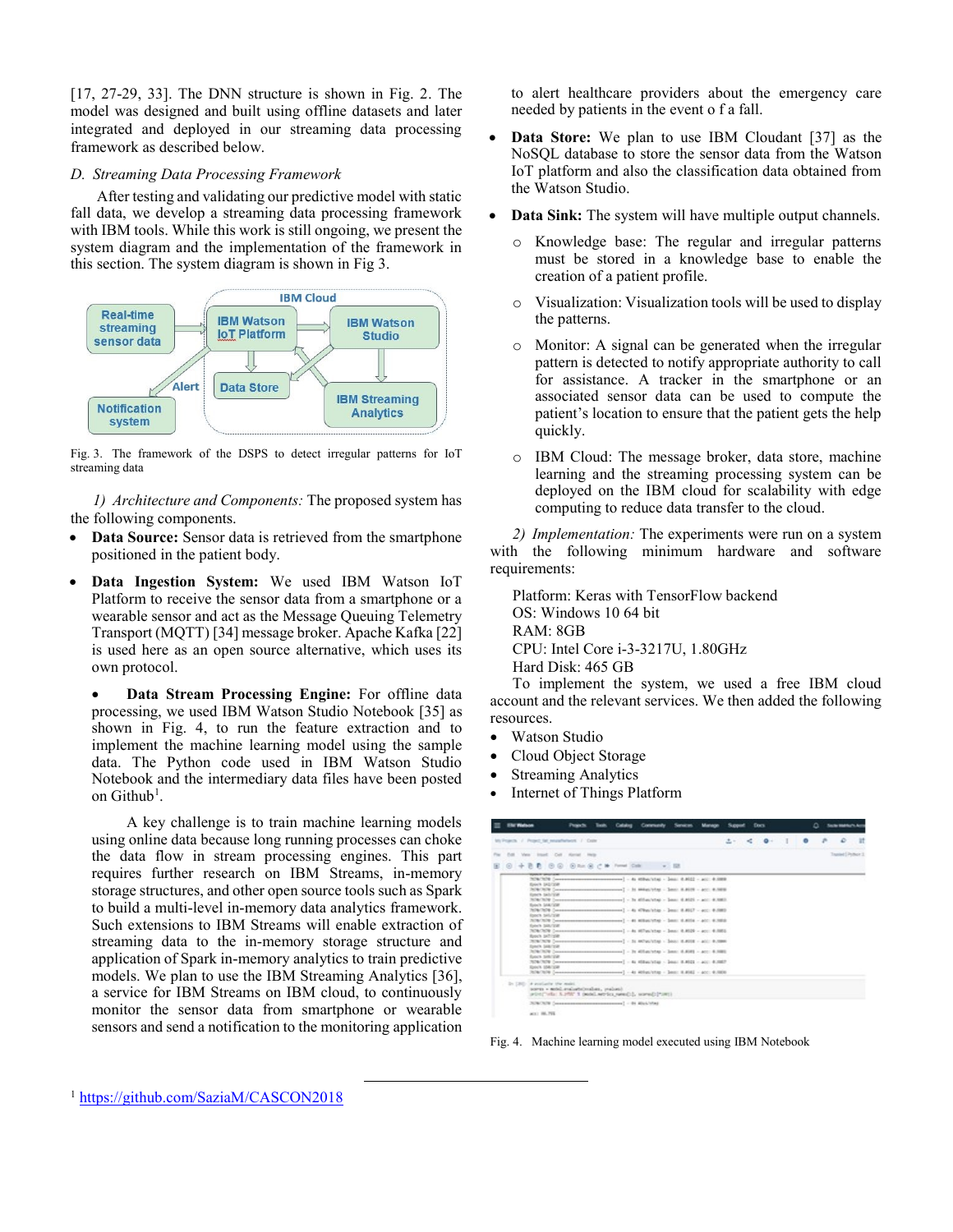[17, 27-29, 33]. The DNN structure is shown in Fig. 2. The model was designed and built using offline datasets and later integrated and deployed in our streaming data processing framework as described below.

### *D. Streaming Data Processing Framework*

After testing and validating our predictive model with static fall data, we develop a streaming data processing framework with IBM tools. While this work is still ongoing, we present the system diagram and the implementation of the framework in this section. The system diagram is shown in Fig 3.

Fig. 3. The framework of the DSPS to detect irregular patterns for IoT streaming data

*1) Architecture and Components:* The proposed system has the following components.

- **Data Source:** Sensor data is retrieved from the smartphone positioned in the patient body.
- **Data Ingestion System:** We used IBM Watson IoT Platform to receive the sensor data from a smartphone or a wearable sensor and act as the Message Queuing Telemetry Transport (MQTT) [34] message broker. Apache Kafka [22] is used here as an open source alternative, which uses its own protocol.
- **Data Stream Processing Engine:** For offline data processing, we used IBM Watson Studio Notebook [35] as shown in Fig. 4, to run the feature extraction and to implement the machine learning model using the sample data. The Python code used in IBM Watson Studio Notebook and the intermediary data files have been posted on Github[1].

  A key challenge is to train machine learning models using online data because long running processes can choke the data flow in stream processing engines. This part requires further research on IBM Streams, in-memory storage structures, and other open source tools such as Spark to build a multi-level in-memory data analytics framework. Such extensions to IBM Streams will enable extraction of streaming data to the in-memory storage structure and application of Spark in-memory analytics to train predictive models. We plan to use the IBM Streaming Analytics [36], a service for IBM Streams on IBM cloud, to continuously monitor the sensor data from smartphone or wearable sensors and send a notification to the monitoring application to alert healthcare providers about the emergency care needed by patients in the event o f a fall.
- **Data Store:** We plan to use IBM Cloudant [37] as the NoSQL database to store the sensor data from the Watson IoT platform and also the classification data obtained from the Watson Studio.
- **Data Sink:** The system will have multiple output channels.
  - Knowledge base: The regular and irregular patterns must be stored in a knowledge base to enable the creation of a patient profile.
  - Visualization: Visualization tools will be used to display the patterns.
  - Monitor: A signal can be generated when the irregular pattern is detected to notify appropriate authority to call for assistance. A tracker in the smartphone or an associated sensor data can be used to compute the patient's location to ensure that the patient gets the help quickly.
  - IBM Cloud: The message broker, data store, machine learning and the streaming processing system can be deployed on the IBM cloud for scalability with edge computing to reduce data transfer to the cloud.

*2) Implementation:* The experiments were run on a system with the following minimum hardware and software requirements:

Platform: Keras with TensorFlow backend
OS: Windows 10 64 bit
RAM: 8GB
CPU: Intel Core i-3-3217U, 1.80GHz
Hard Disk: 465 GB

To implement the system, we used a free IBM cloud account and the relevant services. We then added the following resources.

- Watson Studio
- Cloud Object Storage
- Streaming Analytics
- Internet of Things Platform

Fig. 4. Machine learning model executed using IBM Notebook

[1] https://github.com/SaziaM/CASCON2018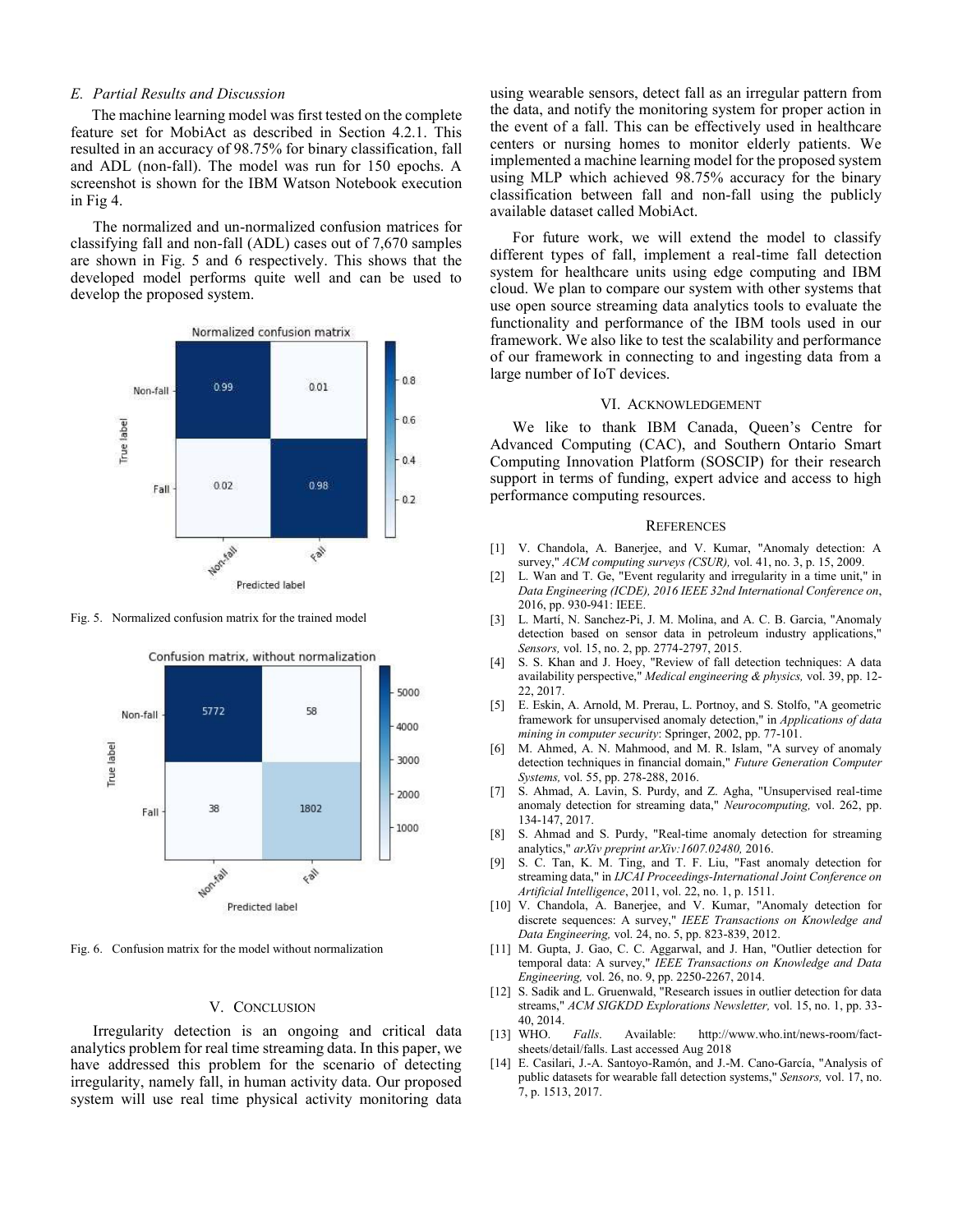### E. Partial Results and Discussion

The machine learning model was first tested on the complete feature set for MobiAct as described in Section 4.2.1. This resulted in an accuracy of 98.75% for binary classification, fall and ADL (non-fall). The model was run for 150 epochs. A screenshot is shown for the IBM Watson Notebook execution in Fig 4.

The normalized and un-normalized confusion matrices for classifying fall and non-fall (ADL) cases out of 7,670 samples are shown in Fig. 5 and 6 respectively. This shows that the developed model performs quite well and can be used to develop the proposed system.

Fig. 5. Normalized confusion matrix for the trained model

Fig. 6. Confusion matrix for the model without normalization

## V. Conclusion

Irregularity detection is an ongoing and critical data analytics problem for real time streaming data. In this paper, we have addressed this problem for the scenario of detecting irregularity, namely fall, in human activity data. Our proposed system will use real time physical activity monitoring data using wearable sensors, detect fall as an irregular pattern from the data, and notify the monitoring system for proper action in the event of a fall. This can be effectively used in healthcare centers or nursing homes to monitor elderly patients. We implemented a machine learning model for the proposed system using MLP which achieved 98.75% accuracy for the binary classification between fall and non-fall using the publicly available dataset called MobiAct.

For future work, we will extend the model to classify different types of fall, implement a real-time fall detection system for healthcare units using edge computing and IBM cloud. We plan to compare our system with other systems that use open source streaming data analytics tools to evaluate the functionality and performance of the IBM tools used in our framework. We also like to test the scalability and performance of our framework in connecting to and ingesting data from a large number of IoT devices.

## VI. Acknowledgement

We like to thank IBM Canada, Queen's Centre for Advanced Computing (CAC), and Southern Ontario Smart Computing Innovation Platform (SOSCIP) for their research support in terms of funding, expert advice and access to high performance computing resources.

## References

[1] V. Chandola, A. Banerjee, and V. Kumar, "Anomaly detection: A survey," *ACM computing surveys (CSUR),* vol. 41, no. 3, p. 15, 2009.

[2] L. Wan and T. Ge, "Event regularity and irregularity in a time unit," in *Data Engineering (ICDE), 2016 IEEE 32nd International Conference on*, 2016, pp. 930-941: IEEE.

[3] L. Martí, N. Sanchez-Pi, J. M. Molina, and A. C. B. Garcia, "Anomaly detection based on sensor data in petroleum industry applications," *Sensors,* vol. 15, no. 2, pp. 2774-2797, 2015.

[4] S. S. Khan and J. Hoey, "Review of fall detection techniques: A data availability perspective," *Medical engineering & physics,* vol. 39, pp. 12-22, 2017.

[5] E. Eskin, A. Arnold, M. Prerau, L. Portnoy, and S. Stolfo, "A geometric framework for unsupervised anomaly detection," in *Applications of data mining in computer security*: Springer, 2002, pp. 77-101.

[6] M. Ahmed, A. N. Mahmood, and M. R. Islam, "A survey of anomaly detection techniques in financial domain," *Future Generation Computer Systems,* vol. 55, pp. 278-288, 2016.

[7] S. Ahmad, A. Lavin, S. Purdy, and Z. Agha, "Unsupervised real-time anomaly detection for streaming data," *Neurocomputing,* vol. 262, pp. 134-147, 2017.

[8] S. Ahmad and S. Purdy, "Real-time anomaly detection for streaming analytics," *arXiv preprint arXiv:1607.02480,* 2016.

[9] S. C. Tan, K. M. Ting, and T. F. Liu, "Fast anomaly detection for streaming data," in *IJCAI Proceedings-International Joint Conference on Artificial Intelligence*, 2011, vol. 22, no. 1, p. 1511.

[10] V. Chandola, A. Banerjee, and V. Kumar, "Anomaly detection for discrete sequences: A survey," *IEEE Transactions on Knowledge and Data Engineering,* vol. 24, no. 5, pp. 823-839, 2012.

[11] M. Gupta, J. Gao, C. C. Aggarwal, and J. Han, "Outlier detection for temporal data: A survey," *IEEE Transactions on Knowledge and Data Engineering,* vol. 26, no. 9, pp. 2250-2267, 2014.

[12] S. Sadik and L. Gruenwald, "Research issues in outlier detection for data streams," *ACM SIGKDD Explorations Newsletter,* vol. 15, no. 1, pp. 33-40, 2014.

[13] WHO. *Falls*. Available: http://www.who.int/news-room/fact-sheets/detail/falls. Last accessed Aug 2018

[14] E. Casilari, J.-A. Santoyo-Ramón, and J.-M. Cano-García, "Analysis of public datasets for wearable fall detection systems," *Sensors,* vol. 17, no. 7, p. 1513, 2017.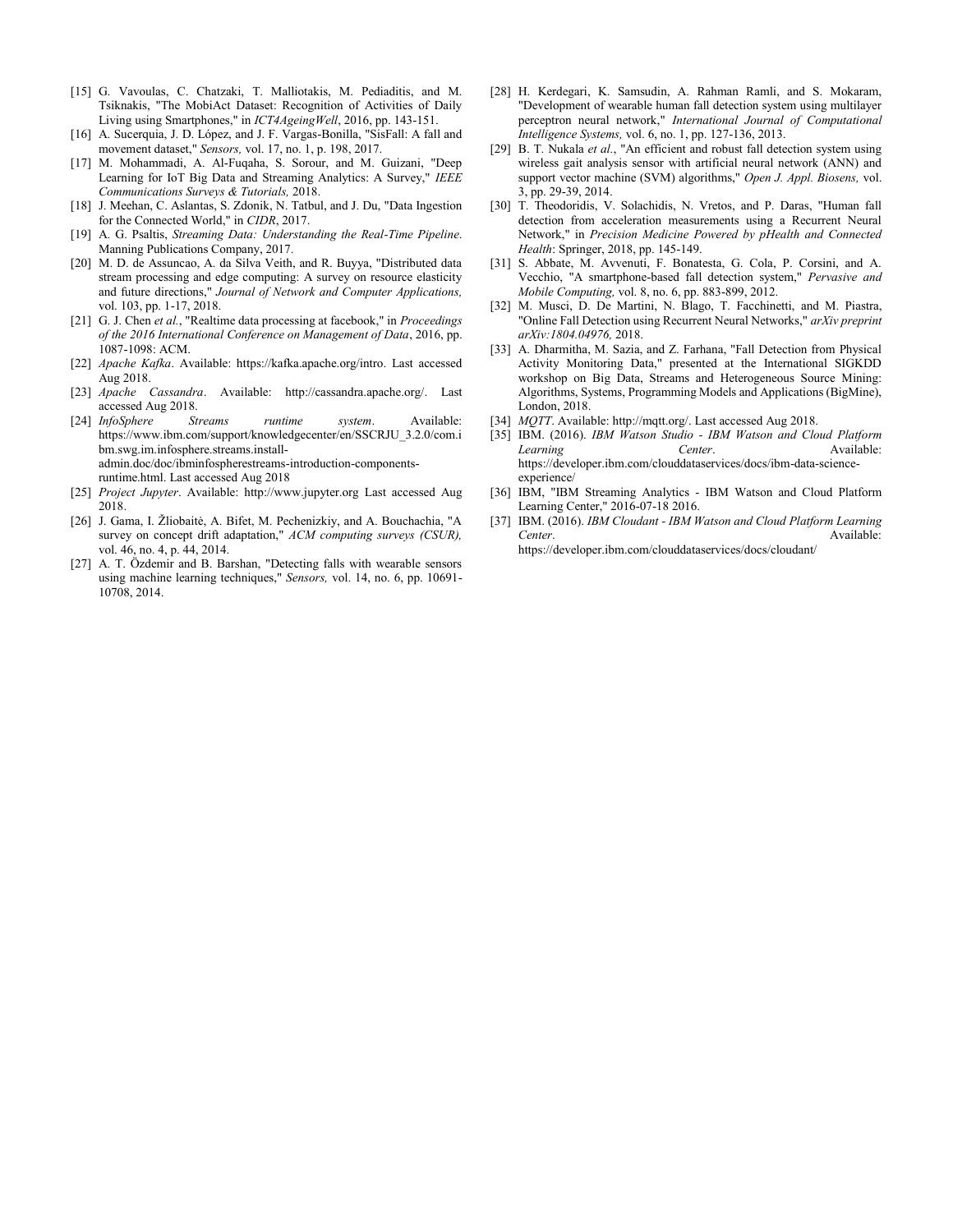[15] G. Vavoulas, C. Chatzaki, T. Malliotakis, M. Pediaditis, and M. Tsiknakis, "The MobiAct Dataset: Recognition of Activities of Daily Living using Smartphones," in *ICT4AgeingWell*, 2016, pp. 143-151.

[16] A. Sucerquia, J. D. López, and J. F. Vargas-Bonilla, "SisFall: A fall and movement dataset," *Sensors,* vol. 17, no. 1, p. 198, 2017.

[17] M. Mohammadi, A. Al-Fuqaha, S. Sorour, and M. Guizani, "Deep Learning for IoT Big Data and Streaming Analytics: A Survey," *IEEE Communications Surveys & Tutorials,* 2018.

[18] J. Meehan, C. Aslantas, S. Zdonik, N. Tatbul, and J. Du, "Data Ingestion for the Connected World," in *CIDR*, 2017.

[19] A. G. Psaltis, *Streaming Data: Understanding the Real-Time Pipeline*. Manning Publications Company, 2017.

[20] M. D. de Assuncao, A. da Silva Veith, and R. Buyya, "Distributed data stream processing and edge computing: A survey on resource elasticity and future directions," *Journal of Network and Computer Applications,* vol. 103, pp. 1-17, 2018.

[21] G. J. Chen *et al.*, "Realtime data processing at facebook," in *Proceedings of the 2016 International Conference on Management of Data*, 2016, pp. 1087-1098: ACM.

[22] *Apache Kafka*. Available: https://kafka.apache.org/intro. Last accessed Aug 2018.

[23] *Apache Cassandra*. Available: http://cassandra.apache.org/. Last accessed Aug 2018.

[24] *InfoSphere Streams runtime system*. Available: https://www.ibm.com/support/knowledgecenter/en/SSCRJU_3.2.0/com.ibm.swg.im.infosphere.streams.install-admin.doc/doc/ibminfospherestreams-introduction-components-runtime.html. Last accessed Aug 2018

[25] *Project Jupyter*. Available: http://www.jupyter.org Last accessed Aug 2018.

[26] J. Gama, I. Žliobaitė, A. Bifet, M. Pechenizkiy, and A. Bouchachia, "A survey on concept drift adaptation," *ACM computing surveys (CSUR),* vol. 46, no. 4, p. 44, 2014.

[27] A. T. Özdemir and B. Barshan, "Detecting falls with wearable sensors using machine learning techniques," *Sensors,* vol. 14, no. 6, pp. 10691-10708, 2014.

[28] H. Kerdegari, K. Samsudin, A. Rahman Ramli, and S. Mokaram, "Development of wearable human fall detection system using multilayer perceptron neural network," *International Journal of Computational Intelligence Systems,* vol. 6, no. 1, pp. 127-136, 2013.

[29] B. T. Nukala *et al.*, "An efficient and robust fall detection system using wireless gait analysis sensor with artificial neural network (ANN) and support vector machine (SVM) algorithms," *Open J. Appl. Biosens,* vol. 3, pp. 29-39, 2014.

[30] T. Theodoridis, V. Solachidis, N. Vretos, and P. Daras, "Human fall detection from acceleration measurements using a Recurrent Neural Network," in *Precision Medicine Powered by pHealth and Connected Health*: Springer, 2018, pp. 145-149.

[31] S. Abbate, M. Avvenuti, F. Bonatesta, G. Cola, P. Corsini, and A. Vecchio, "A smartphone-based fall detection system," *Pervasive and Mobile Computing,* vol. 8, no. 6, pp. 883-899, 2012.

[32] M. Musci, D. De Martini, N. Blago, T. Facchinetti, and M. Piastra, "Online Fall Detection using Recurrent Neural Networks," *arXiv preprint arXiv:1804.04976,* 2018.

[33] A. Dharmitha, M. Sazia, and Z. Farhana, "Fall Detection from Physical Activity Monitoring Data," presented at the International SIGKDD workshop on Big Data, Streams and Heterogeneous Source Mining: Algorithms, Systems, Programming Models and Applications (BigMine), London, 2018.

[34] *MQTT*. Available: http://mqtt.org/. Last accessed Aug 2018.

[35] IBM. (2016). *IBM Watson Studio - IBM Watson and Cloud Platform Learning Center*. Available: https://developer.ibm.com/clouddataservices/docs/ibm-data-science-experience/

[36] IBM, "IBM Streaming Analytics - IBM Watson and Cloud Platform Learning Center," 2016-07-18 2016.

[37] IBM. (2016). *IBM Cloudant - IBM Watson and Cloud Platform Learning Center*. Available: https://developer.ibm.com/clouddataservices/docs/cloudant/